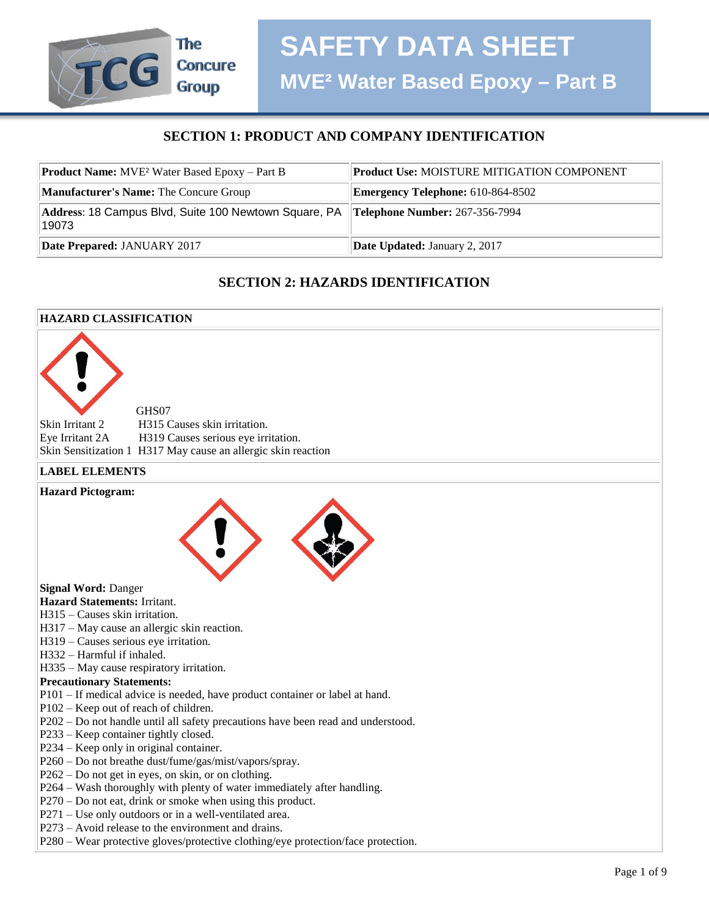# SAFETY DATA SHEET

## MVE² Water Based Epoxy – Part B

The Concure Group

### SECTION 1: PRODUCT AND COMPANY IDENTIFICATION

| **Product Name:** MVE² Water Based Epoxy – Part B | **Product Use:** MOISTURE MITIGATION COMPONENT |
|---|---|
| **Manufacturer's Name:** The Concure Group | **Emergency Telephone:** 610-864-8502 |
| **Address**: 18 Campus Blvd, Suite 100 Newtown Square, PA 19073 | **Telephone Number:** 267-356-7994 |
| **Date Prepared:** JANUARY 2017 | **Date Updated:** January 2, 2017 |

### SECTION 2: HAZARDS IDENTIFICATION

**HAZARD CLASSIFICATION**

GHS07

Skin Irritant 2 H315 Causes skin irritation.
Eye Irritant 2A H319 Causes serious eye irritation.
Skin Sensitization 1 H317 May cause an allergic skin reaction

**LABEL ELEMENTS**

**Hazard Pictogram:**

**Signal Word:** Danger
**Hazard Statements:** Irritant.
H315 – Causes skin irritation.
H317 – May cause an allergic skin reaction.
H319 – Causes serious eye irritation.
H332 – Harmful if inhaled.
H335 – May cause respiratory irritation.
**Precautionary Statements:**
P101 – If medical advice is needed, have product container or label at hand.
P102 – Keep out of reach of children.
P202 – Do not handle until all safety precautions have been read and understood.
P233 – Keep container tightly closed.
P234 – Keep only in original container.
P260 – Do not breathe dust/fume/gas/mist/vapors/spray.
P262 – Do not get in eyes, on skin, or on clothing.
P264 – Wash thoroughly with plenty of water immediately after handling.
P270 – Do not eat, drink or smoke when using this product.
P271 – Use only outdoors or in a well-ventilated area.
P273 – Avoid release to the environment and drains.
P280 – Wear protective gloves/protective clothing/eye protection/face protection.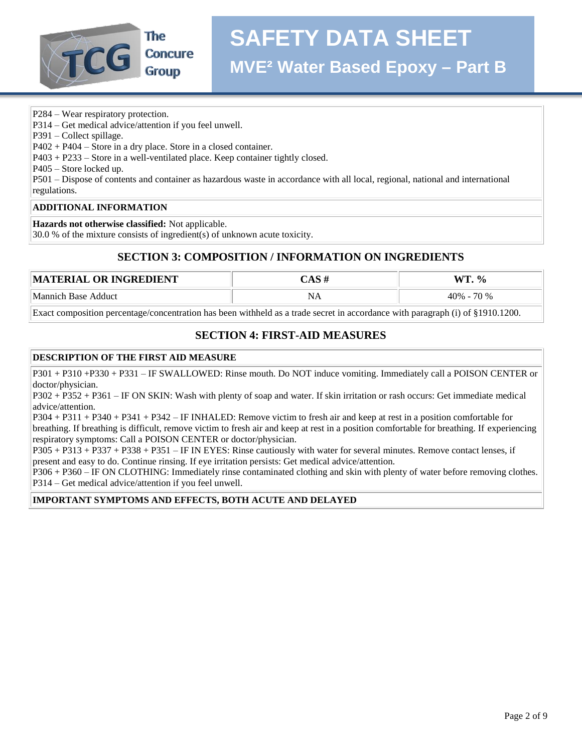P284 – Wear respiratory protection.
P314 – Get medical advice/attention if you feel unwell.
P391 – Collect spillage.
P402 + P404 – Store in a dry place. Store in a closed container.
P403 + P233 – Store in a well-ventilated place. Keep container tightly closed.
P405 – Store locked up.
P501 – Dispose of contents and container as hazardous waste in accordance with all local, regional, national and international regulations.

**ADDITIONAL INFORMATION**

**Hazards not otherwise classified:** Not applicable.
30.0 % of the mixture consists of ingredient(s) of unknown acute toxicity.

## SECTION 3: COMPOSITION / INFORMATION ON INGREDIENTS

| MATERIAL OR INGREDIENT | CAS # | WT. % |
|---|---|---|
| Mannich Base Adduct | NA | 40% - 70 % |

Exact composition percentage/concentration has been withheld as a trade secret in accordance with paragraph (i) of §1910.1200.

## SECTION 4: FIRST-AID MEASURES

**DESCRIPTION OF THE FIRST AID MEASURE**

P301 + P310 +P330 + P331 – IF SWALLOWED: Rinse mouth. Do NOT induce vomiting. Immediately call a POISON CENTER or doctor/physician.
P302 + P352 + P361 – IF ON SKIN: Wash with plenty of soap and water. If skin irritation or rash occurs: Get immediate medical advice/attention.
P304 + P311 + P340 + P341 + P342 – IF INHALED: Remove victim to fresh air and keep at rest in a position comfortable for breathing. If breathing is difficult, remove victim to fresh air and keep at rest in a position comfortable for breathing. If experiencing respiratory symptoms: Call a POISON CENTER or doctor/physician.
P305 + P313 + P337 + P338 + P351 – IF IN EYES: Rinse cautiously with water for several minutes. Remove contact lenses, if present and easy to do. Continue rinsing. If eye irritation persists: Get medical advice/attention.
P306 + P360 – IF ON CLOTHING: Immediately rinse contaminated clothing and skin with plenty of water before removing clothes.
P314 – Get medical advice/attention if you feel unwell.

**IMPORTANT SYMPTOMS AND EFFECTS, BOTH ACUTE AND DELAYED**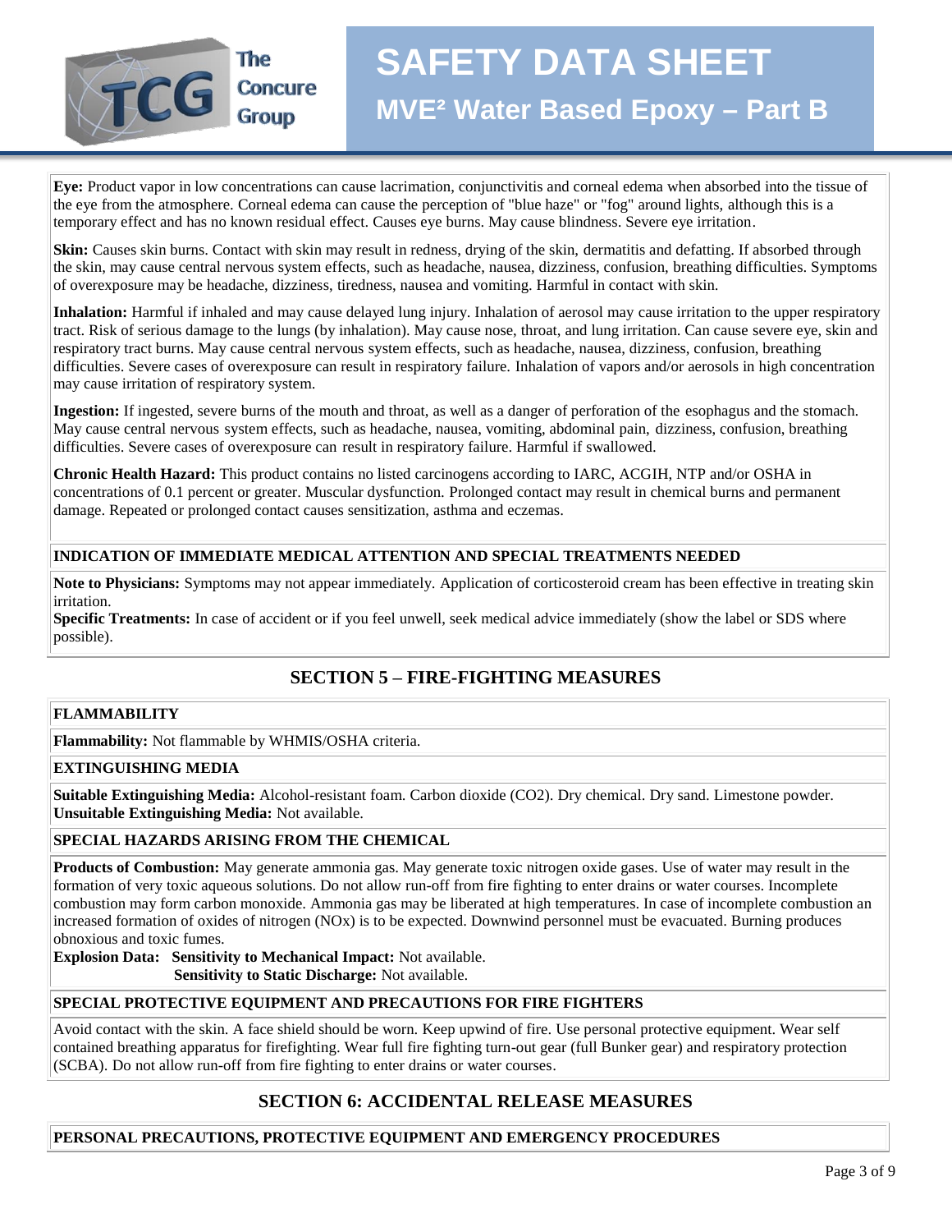**Eye:** Product vapor in low concentrations can cause lacrimation, conjunctivitis and corneal edema when absorbed into the tissue of the eye from the atmosphere. Corneal edema can cause the perception of "blue haze" or "fog" around lights, although this is a temporary effect and has no known residual effect. Causes eye burns. May cause blindness. Severe eye irritation.

**Skin:** Causes skin burns. Contact with skin may result in redness, drying of the skin, dermatitis and defatting. If absorbed through the skin, may cause central nervous system effects, such as headache, nausea, dizziness, confusion, breathing difficulties. Symptoms of overexposure may be headache, dizziness, tiredness, nausea and vomiting. Harmful in contact with skin.

**Inhalation:** Harmful if inhaled and may cause delayed lung injury. Inhalation of aerosol may cause irritation to the upper respiratory tract. Risk of serious damage to the lungs (by inhalation). May cause nose, throat, and lung irritation. Can cause severe eye, skin and respiratory tract burns. May cause central nervous system effects, such as headache, nausea, dizziness, confusion, breathing difficulties. Severe cases of overexposure can result in respiratory failure. Inhalation of vapors and/or aerosols in high concentration may cause irritation of respiratory system.

**Ingestion:** If ingested, severe burns of the mouth and throat, as well as a danger of perforation of the esophagus and the stomach. May cause central nervous system effects, such as headache, nausea, vomiting, abdominal pain, dizziness, confusion, breathing difficulties. Severe cases of overexposure can result in respiratory failure. Harmful if swallowed.

**Chronic Health Hazard:** This product contains no listed carcinogens according to IARC, ACGIH, NTP and/or OSHA in concentrations of 0.1 percent or greater. Muscular dysfunction. Prolonged contact may result in chemical burns and permanent damage. Repeated or prolonged contact causes sensitization, asthma and eczemas.

### INDICATION OF IMMEDIATE MEDICAL ATTENTION AND SPECIAL TREATMENTS NEEDED

**Note to Physicians:** Symptoms may not appear immediately. Application of corticosteroid cream has been effective in treating skin irritation.
**Specific Treatments:** In case of accident or if you feel unwell, seek medical advice immediately (show the label or SDS where possible).

## SECTION 5 – FIRE-FIGHTING MEASURES

### FLAMMABILITY

**Flammability:** Not flammable by WHMIS/OSHA criteria.

### EXTINGUISHING MEDIA

**Suitable Extinguishing Media:** Alcohol-resistant foam. Carbon dioxide ($CO_2$). Dry chemical. Dry sand. Limestone powder.
**Unsuitable Extinguishing Media:** Not available.

### SPECIAL HAZARDS ARISING FROM THE CHEMICAL

**Products of Combustion:** May generate ammonia gas. May generate toxic nitrogen oxide gases. Use of water may result in the formation of very toxic aqueous solutions. Do not allow run-off from fire fighting to enter drains or water courses. Incomplete combustion may form carbon monoxide. Ammonia gas may be liberated at high temperatures. In case of incomplete combustion an increased formation of oxides of nitrogen ($NO_x$) is to be expected. Downwind personnel must be evacuated. Burning produces obnoxious and toxic fumes.
**Explosion Data:** **Sensitivity to Mechanical Impact:** Not available.
**Sensitivity to Static Discharge:** Not available.

### SPECIAL PROTECTIVE EQUIPMENT AND PRECAUTIONS FOR FIRE FIGHTERS

Avoid contact with the skin. A face shield should be worn. Keep upwind of fire. Use personal protective equipment. Wear self contained breathing apparatus for firefighting. Wear full fire fighting turn-out gear (full Bunker gear) and respiratory protection (SCBA). Do not allow run-off from fire fighting to enter drains or water courses.

## SECTION 6: ACCIDENTAL RELEASE MEASURES

### PERSONAL PRECAUTIONS, PROTECTIVE EQUIPMENT AND EMERGENCY PROCEDURES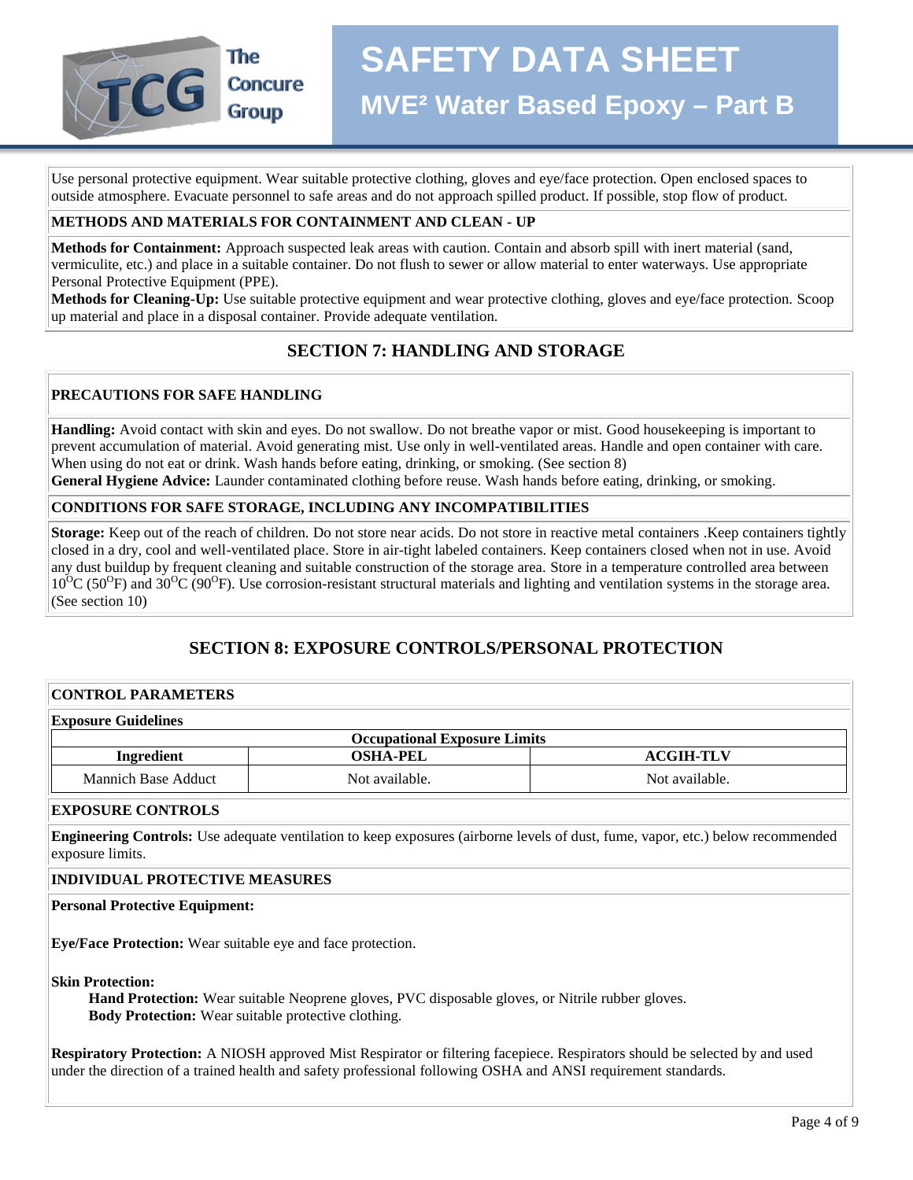Use personal protective equipment. Wear suitable protective clothing, gloves and eye/face protection. Open enclosed spaces to outside atmosphere. Evacuate personnel to safe areas and do not approach spilled product. If possible, stop flow of product.

**METHODS AND MATERIALS FOR CONTAINMENT AND CLEAN - UP**

**Methods for Containment:** Approach suspected leak areas with caution. Contain and absorb spill with inert material (sand, vermiculite, etc.) and place in a suitable container. Do not flush to sewer or allow material to enter waterways. Use appropriate Personal Protective Equipment (PPE).
**Methods for Cleaning-Up:** Use suitable protective equipment and wear protective clothing, gloves and eye/face protection. Scoop up material and place in a disposal container. Provide adequate ventilation.

## SECTION 7: HANDLING AND STORAGE

**PRECAUTIONS FOR SAFE HANDLING**

**Handling:** Avoid contact with skin and eyes. Do not swallow. Do not breathe vapor or mist. Good housekeeping is important to prevent accumulation of material. Avoid generating mist. Use only in well-ventilated areas. Handle and open container with care. When using do not eat or drink. Wash hands before eating, drinking, or smoking. (See section 8)
**General Hygiene Advice:** Launder contaminated clothing before reuse. Wash hands before eating, drinking, or smoking.

**CONDITIONS FOR SAFE STORAGE, INCLUDING ANY INCOMPATIBILITIES**

**Storage:** Keep out of the reach of children. Do not store near acids. Do not store in reactive metal containers .Keep containers tightly closed in a dry, cool and well-ventilated place. Store in air-tight labeled containers. Keep containers closed when not in use. Avoid any dust buildup by frequent cleaning and suitable construction of the storage area. Store in a temperature controlled area between $10^{O}$C ($50^{O}$F) and $30^{O}$C ($90^{O}$F). Use corrosion-resistant structural materials and lighting and ventilation systems in the storage area. (See section 10)

## SECTION 8: EXPOSURE CONTROLS/PERSONAL PROTECTION

**CONTROL PARAMETERS**

**Exposure Guidelines**

| Occupational Exposure Limits | | |
|---|---|---|
| **Ingredient** | **OSHA-PEL** | **ACGIH-TLV** |
| Mannich Base Adduct | Not available. | Not available. |

**EXPOSURE CONTROLS**

**Engineering Controls:** Use adequate ventilation to keep exposures (airborne levels of dust, fume, vapor, etc.) below recommended exposure limits.

**INDIVIDUAL PROTECTIVE MEASURES**

**Personal Protective Equipment:**

**Eye/Face Protection:** Wear suitable eye and face protection.

**Skin Protection:**
**Hand Protection:** Wear suitable Neoprene gloves, PVC disposable gloves, or Nitrile rubber gloves.
**Body Protection:** Wear suitable protective clothing.

**Respiratory Protection:** A NIOSH approved Mist Respirator or filtering facepiece. Respirators should be selected by and used under the direction of a trained health and safety professional following OSHA and ANSI requirement standards.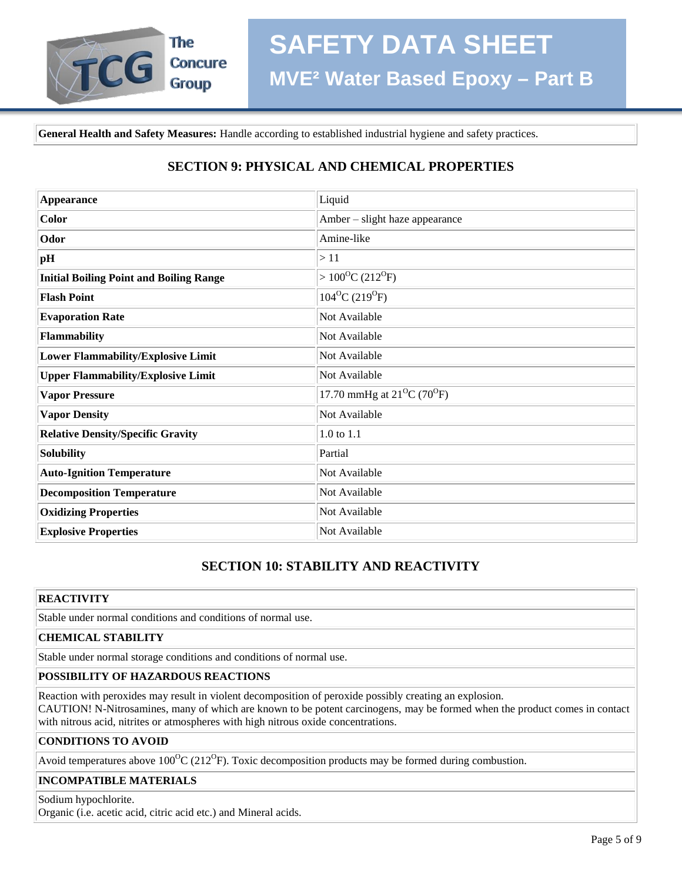**General Health and Safety Measures:** Handle according to established industrial hygiene and safety practices.

## SECTION 9: PHYSICAL AND CHEMICAL PROPERTIES

| Property | Value |
|---|---|
| **Appearance** | Liquid |
| **Color** | Amber – slight haze appearance |
| **Odor** | Amine-like |
| **pH** | > 11 |
| **Initial Boiling Point and Boiling Range** | > 100$^{O}$C (212$^{O}$F) |
| **Flash Point** | 104$^{O}$C (219$^{O}$F) |
| **Evaporation Rate** | Not Available |
| **Flammability** | Not Available |
| **Lower Flammability/Explosive Limit** | Not Available |
| **Upper Flammability/Explosive Limit** | Not Available |
| **Vapor Pressure** | 17.70 mmHg at 21$^{O}$C (70$^{O}$F) |
| **Vapor Density** | Not Available |
| **Relative Density/Specific Gravity** | 1.0 to 1.1 |
| **Solubility** | Partial |
| **Auto-Ignition Temperature** | Not Available |
| **Decomposition Temperature** | Not Available |
| **Oxidizing Properties** | Not Available |
| **Explosive Properties** | Not Available |

## SECTION 10: STABILITY AND REACTIVITY

**REACTIVITY**

Stable under normal conditions and conditions of normal use.

**CHEMICAL STABILITY**

Stable under normal storage conditions and conditions of normal use.

**POSSIBILITY OF HAZARDOUS REACTIONS**

Reaction with peroxides may result in violent decomposition of peroxide possibly creating an explosion.
CAUTION! N-Nitrosamines, many of which are known to be potent carcinogens, may be formed when the product comes in contact with nitrous acid, nitrites or atmospheres with high nitrous oxide concentrations.

**CONDITIONS TO AVOID**

Avoid temperatures above 100$^{O}$C (212$^{O}$F). Toxic decomposition products may be formed during combustion.

**INCOMPATIBLE MATERIALS**

Sodium hypochlorite.
Organic (i.e. acetic acid, citric acid etc.) and Mineral acids.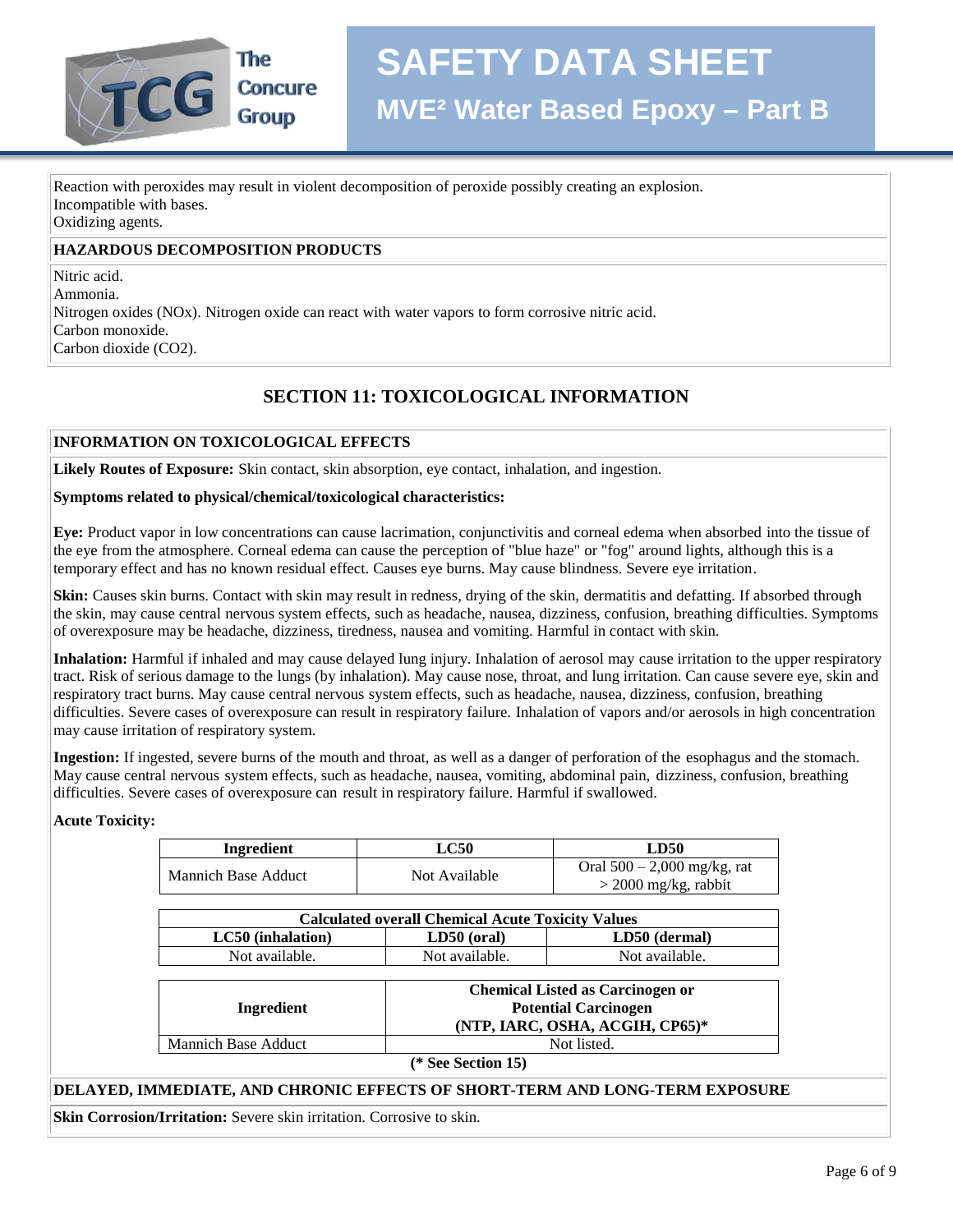Reaction with peroxides may result in violent decomposition of peroxide possibly creating an explosion.
Incompatible with bases.
Oxidizing agents.

**HAZARDOUS DECOMPOSITION PRODUCTS**

Nitric acid.
Ammonia.
Nitrogen oxides (NOx). Nitrogen oxide can react with water vapors to form corrosive nitric acid.
Carbon monoxide.
Carbon dioxide ($CO_2$).

## SECTION 11: TOXICOLOGICAL INFORMATION

**INFORMATION ON TOXICOLOGICAL EFFECTS**

**Likely Routes of Exposure:** Skin contact, skin absorption, eye contact, inhalation, and ingestion.

**Symptoms related to physical/chemical/toxicological characteristics:**

**Eye:** Product vapor in low concentrations can cause lacrimation, conjunctivitis and corneal edema when absorbed into the tissue of the eye from the atmosphere. Corneal edema can cause the perception of "blue haze" or "fog" around lights, although this is a temporary effect and has no known residual effect. Causes eye burns. May cause blindness. Severe eye irritation.

**Skin:** Causes skin burns. Contact with skin may result in redness, drying of the skin, dermatitis and defatting. If absorbed through the skin, may cause central nervous system effects, such as headache, nausea, dizziness, confusion, breathing difficulties. Symptoms of overexposure may be headache, dizziness, tiredness, nausea and vomiting. Harmful in contact with skin.

**Inhalation:** Harmful if inhaled and may cause delayed lung injury. Inhalation of aerosol may cause irritation to the upper respiratory tract. Risk of serious damage to the lungs (by inhalation). May cause nose, throat, and lung irritation. Can cause severe eye, skin and respiratory tract burns. May cause central nervous system effects, such as headache, nausea, dizziness, confusion, breathing difficulties. Severe cases of overexposure can result in respiratory failure. Inhalation of vapors and/or aerosols in high concentration may cause irritation of respiratory system.

**Ingestion:** If ingested, severe burns of the mouth and throat, as well as a danger of perforation of the esophagus and the stomach. May cause central nervous system effects, such as headache, nausea, vomiting, abdominal pain, dizziness, confusion, breathing difficulties. Severe cases of overexposure can result in respiratory failure. Harmful if swallowed.

**Acute Toxicity:**

| Ingredient | LC50 | LD50 |
|---|---|---|
| Mannich Base Adduct | Not Available | Oral 500 – 2,000 mg/kg, rat<br>> 2000 mg/kg, rabbit |

| Calculated overall Chemical Acute Toxicity Values | | |
|---|---|---|
| **LC50 (inhalation)** | **LD50 (oral)** | **LD50 (dermal)** |
| Not available. | Not available. | Not available. |

| Ingredient | Chemical Listed as Carcinogen or Potential Carcinogen (NTP, IARC, OSHA, ACGIH, CP65)* |
|---|---|
| Mannich Base Adduct | Not listed. |

**(* See Section 15)**

**DELAYED, IMMEDIATE, AND CHRONIC EFFECTS OF SHORT-TERM AND LONG-TERM EXPOSURE**

**Skin Corrosion/Irritation:** Severe skin irritation. Corrosive to skin.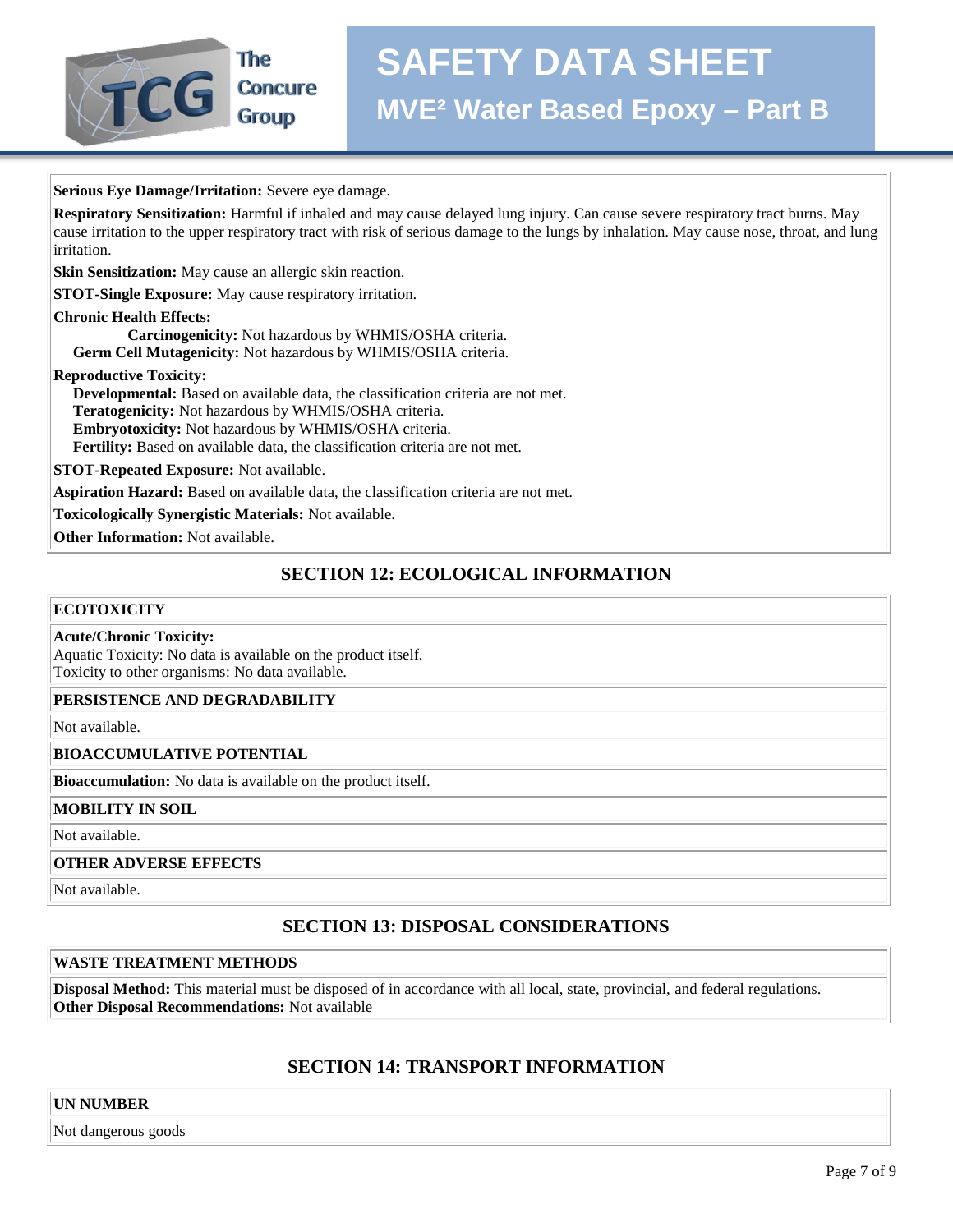**Serious Eye Damage/Irritation:** Severe eye damage.

**Respiratory Sensitization:** Harmful if inhaled and may cause delayed lung injury. Can cause severe respiratory tract burns. May cause irritation to the upper respiratory tract with risk of serious damage to the lungs by inhalation. May cause nose, throat, and lung irritation.

**Skin Sensitization:** May cause an allergic skin reaction.

**STOT-Single Exposure:** May cause respiratory irritation.

**Chronic Health Effects:**

**Carcinogenicity:** Not hazardous by WHMIS/OSHA criteria.
**Germ Cell Mutagenicity:** Not hazardous by WHMIS/OSHA criteria.

**Reproductive Toxicity:**

**Developmental:** Based on available data, the classification criteria are not met.
**Teratogenicity:** Not hazardous by WHMIS/OSHA criteria.
**Embryotoxicity:** Not hazardous by WHMIS/OSHA criteria.
**Fertility:** Based on available data, the classification criteria are not met.

**STOT-Repeated Exposure:** Not available.

**Aspiration Hazard:** Based on available data, the classification criteria are not met.

**Toxicologically Synergistic Materials:** Not available.

**Other Information:** Not available.

## SECTION 12: ECOLOGICAL INFORMATION

**ECOTOXICITY**

**Acute/Chronic Toxicity:**
Aquatic Toxicity: No data is available on the product itself.
Toxicity to other organisms: No data available.

**PERSISTENCE AND DEGRADABILITY**

Not available.

**BIOACCUMULATIVE POTENTIAL**

**Bioaccumulation:** No data is available on the product itself.

**MOBILITY IN SOIL**

Not available.

**OTHER ADVERSE EFFECTS**

Not available.

## SECTION 13: DISPOSAL CONSIDERATIONS

**WASTE TREATMENT METHODS**

**Disposal Method:** This material must be disposed of in accordance with all local, state, provincial, and federal regulations.
**Other Disposal Recommendations:** Not available

## SECTION 14: TRANSPORT INFORMATION

**UN NUMBER**

Not dangerous goods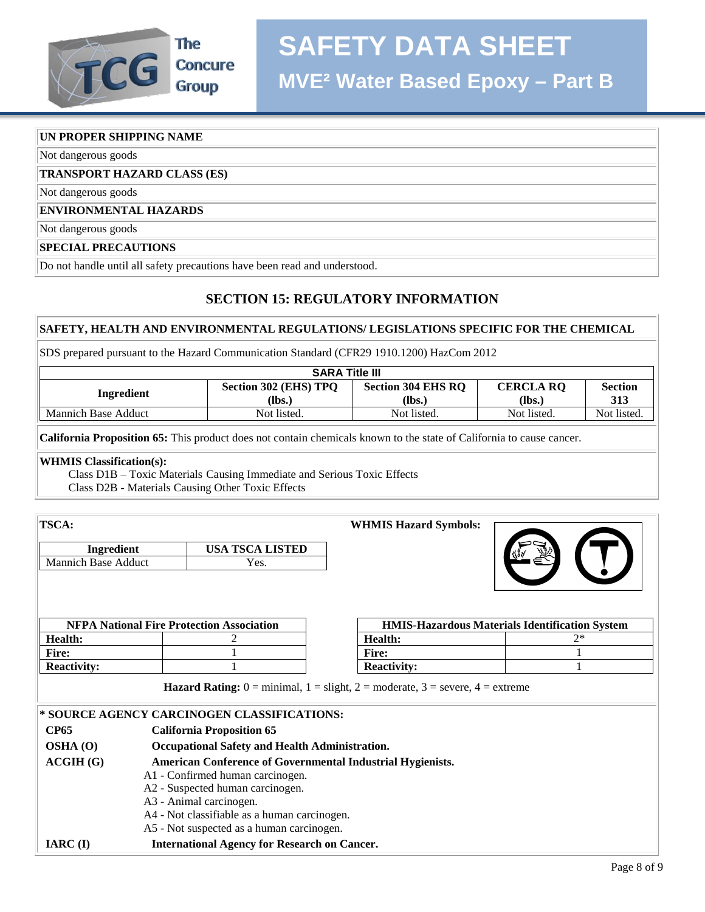| UN PROPER SHIPPING NAME |
|---|
| Not dangerous goods |
| **TRANSPORT HAZARD CLASS (ES)** |
| Not dangerous goods |
| **ENVIRONMENTAL HAZARDS** |
| Not dangerous goods |
| **SPECIAL PRECAUTIONS** |
| Do not handle until all safety precautions have been read and understood. |

## SECTION 15: REGULATORY INFORMATION

**SAFETY, HEALTH AND ENVIRONMENTAL REGULATIONS/ LEGISLATIONS SPECIFIC FOR THE CHEMICAL**

SDS prepared pursuant to the Hazard Communication Standard (CFR29 1910.1200) HazCom 2012

**SARA Title III**

| Ingredient | Section 302 (EHS) TPQ (lbs.) | Section 304 EHS RQ (lbs.) | CERCLA RQ (lbs.) | Section 313 |
|---|---|---|---|---|
| Mannich Base Adduct | Not listed. | Not listed. | Not listed. | Not listed. |

**California Proposition 65:** This product does not contain chemicals known to the state of California to cause cancer.

**WHMIS Classification(s):**

Class D1B – Toxic Materials Causing Immediate and Serious Toxic Effects
Class D2B - Materials Causing Other Toxic Effects

**TSCA:**

| Ingredient | USA TSCA LISTED |
|---|---|
| Mannich Base Adduct | Yes. |

**WHMIS Hazard Symbols:**

| NFPA National Fire Protection Association | |
|---|---|
| **Health:** | 2 |
| **Fire:** | 1 |
| **Reactivity:** | 1 |

| HMIS-Hazardous Materials Identification System | |
|---|---|
| **Health:** | 2* |
| **Fire:** | 1 |
| **Reactivity:** | 1 |

**Hazard Rating:** 0 = minimal, 1 = slight, 2 = moderate, 3 = severe, 4 = extreme

**\* SOURCE AGENCY CARCINOGEN CLASSIFICATIONS:**

**CP65** — **California Proposition 65**

**OSHA (O)** — **Occupational Safety and Health Administration.**

**ACGIH (G)** — **American Conference of Governmental Industrial Hygienists.**

- A1 - Confirmed human carcinogen.
- A2 - Suspected human carcinogen.
- A3 - Animal carcinogen.
- A4 - Not classifiable as a human carcinogen.
- A5 - Not suspected as a human carcinogen.

**IARC (I)** — **International Agency for Research on Cancer.**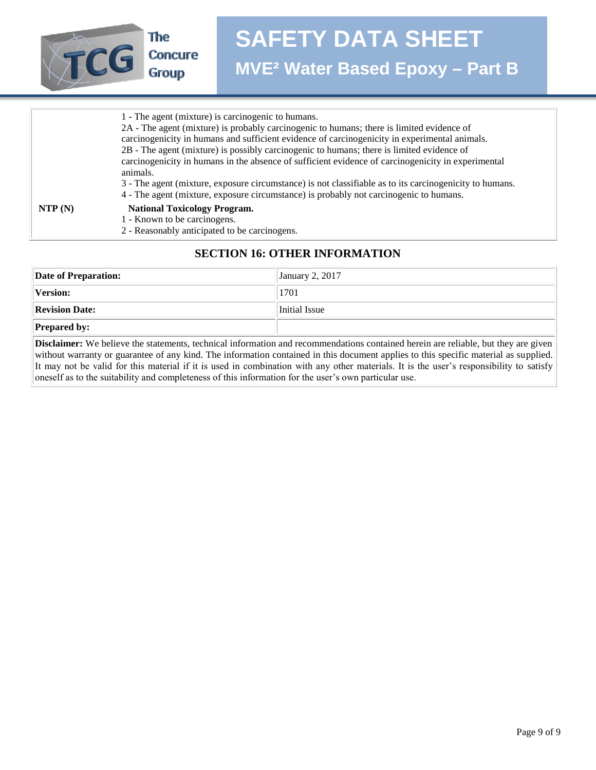| | |
|---|---|
| | 1 - The agent (mixture) is carcinogenic to humans.<br>2A - The agent (mixture) is probably carcinogenic to humans; there is limited evidence of carcinogenicity in humans and sufficient evidence of carcinogenicity in experimental animals.<br>2B - The agent (mixture) is possibly carcinogenic to humans; there is limited evidence of carcinogenicity in humans in the absence of sufficient evidence of carcinogenicity in experimental animals.<br>3 - The agent (mixture, exposure circumstance) is not classifiable as to its carcinogenicity to humans.<br>4 - The agent (mixture, exposure circumstance) is probably not carcinogenic to humans. |
| **NTP (N)** | **National Toxicology Program.**<br>1 - Known to be carcinogens.<br>2 - Reasonably anticipated to be carcinogens. |

## SECTION 16: OTHER INFORMATION

| | |
|---|---|
| **Date of Preparation:** | January 2, 2017 |
| **Version:** | 1701 |
| **Revision Date:** | Initial Issue |
| **Prepared by:** | |

**Disclaimer:** We believe the statements, technical information and recommendations contained herein are reliable, but they are given without warranty or guarantee of any kind. The information contained in this document applies to this specific material as supplied. It may not be valid for this material if it is used in combination with any other materials. It is the user's responsibility to satisfy oneself as to the suitability and completeness of this information for the user's own particular use.